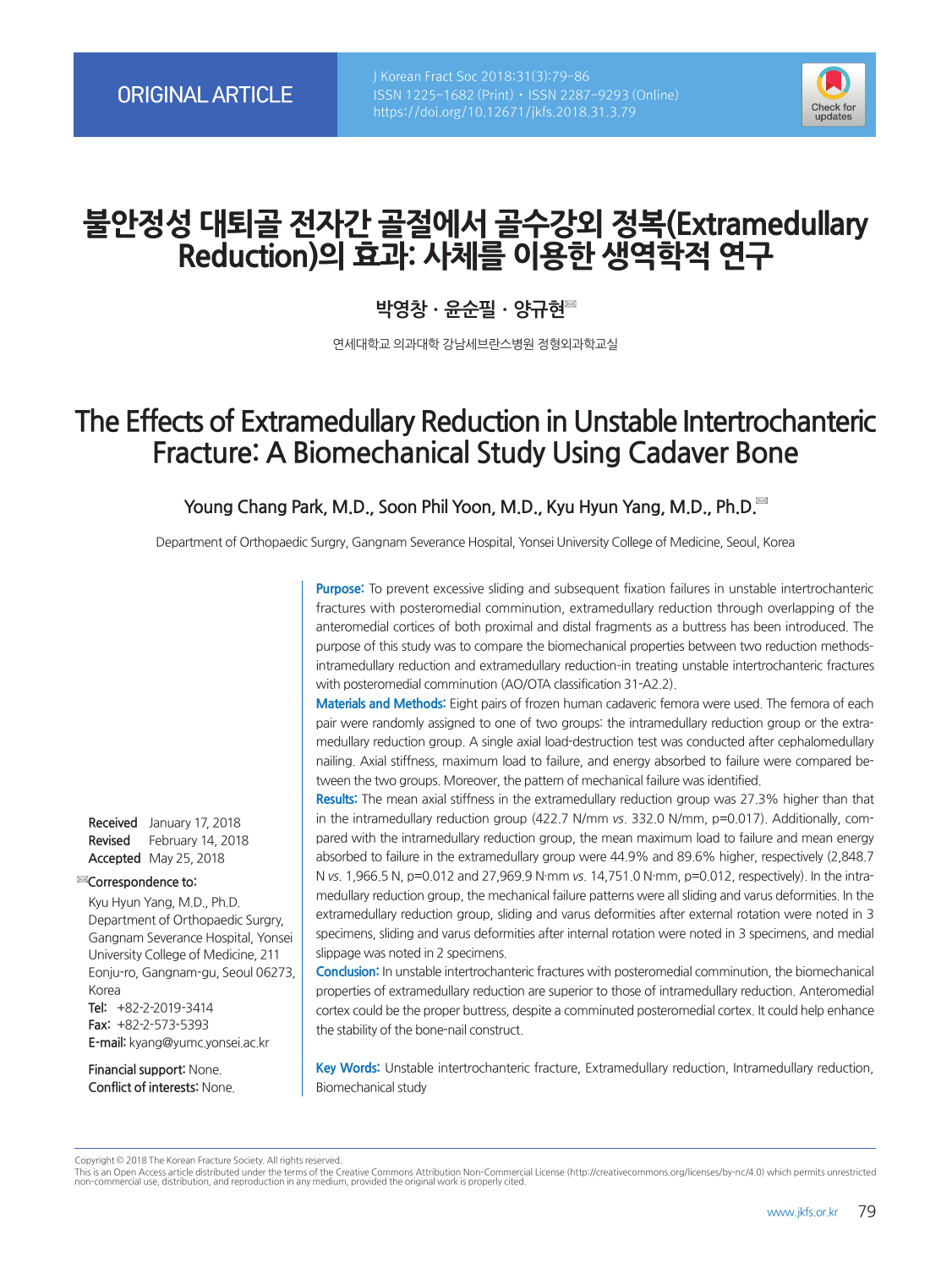ORIGINAL ARTICLE

# 불안정성 대퇴골 전자간 골절에서 골수강외 정복(Extramedullary Reduction)의 효과: 사체를 이용한 생역학적 연구

박영창 · 윤순필 · 양규현✉

연세대학교 의과대학 강남세브란스병원 정형외과학교실

# The Effects of Extramedullary Reduction in Unstable Intertrochanteric Fracture: A Biomechanical Study Using Cadaver Bone

Young Chang Park, M.D., Soon Phil Yoon, M.D., Kyu Hyun Yang, M.D., Ph.D.✉

Department of Orthopaedic Surgery, Gangnam Severance Hospital, Yonsei University College of Medicine, Seoul, Korea

**Purpose:** To prevent excessive sliding and subsequent fixation failures in unstable intertrochanteric fractures with posteromedial comminution, extramedullary reduction through overlapping of the anteromedial cortices of both proximal and distal fragments as a buttress has been introduced. The purpose of this study was to compare the biomechanical properties between two reduction methods-intramedullary reduction and extramedullary reduction-in treating unstable intertrochanteric fractures with posteromedial comminution (AO/OTA classification 31-A2.2).

**Materials and Methods:** Eight pairs of frozen human cadaveric femora were used. The femora of each pair were randomly assigned to one of two groups: the intramedullary reduction group or the extramedullary reduction group. A single axial load-destruction test was conducted after cephalomedullary nailing. Axial stiffness, maximum load to failure, and energy absorbed to failure were compared between the two groups. Moreover, the pattern of mechanical failure was identified.

**Results:** The mean axial stiffness in the extramedullary reduction group was 27.3% higher than that in the intramedullary reduction group (422.7 N/mm *vs.* 332.0 N/mm, p=0.017). Additionally, compared with the intramedullary reduction group, the mean maximum load to failure and mean energy absorbed to failure in the extramedullary group were 44.9% and 89.6% higher, respectively (2,848.7 N *vs.* 1,966.5 N, p=0.012 and 27,969.9 N·mm *vs.* 14,751.0 N·mm, p=0.012, respectively). In the intramedullary reduction group, the mechanical failure patterns were all sliding and varus deformities. In the extramedullary reduction group, sliding and varus deformities after external rotation were noted in 3 specimens, sliding and varus deformities after internal rotation were noted in 3 specimens, and medial slippage was noted in 2 specimens.

**Conclusion:** In unstable intertrochanteric fractures with posteromedial comminution, the biomechanical properties of extramedullary reduction are superior to those of intramedullary reduction. Anteromedial cortex could be the proper buttress, despite a comminuted posteromedial cortex. It could help enhance the stability of the bone-nail construct.

**Key Words:** Unstable intertrochanteric fracture, Extramedullary reduction, Intramedullary reduction, Biomechanical study

**Received** January 17, 2018
**Revised** February 14, 2018
**Accepted** May 25, 2018

✉**Correspondence to:**
Kyu Hyun Yang, M.D., Ph.D.
Department of Orthopaedic Surgery, Gangnam Severance Hospital, Yonsei University College of Medicine, 211 Eonju-ro, Gangnam-gu, Seoul 06273, Korea
**Tel:** +82-2-2019-3414
**Fax:** +82-2-573-5393
**E-mail:** kyang@yumc.yonsei.ac.kr

**Financial support:** None.
**Conflict of interests:** None.

Copyright © 2018 The Korean Fracture Society. All rights reserved.
This is an Open Access article distributed under the terms of the Creative Commons Attribution Non-Commercial License (http://creativecommons.org/licenses/by-nc/4.0) which permits unrestricted non-commercial use, distribution, and reproduction in any medium, provided the original work is properly cited.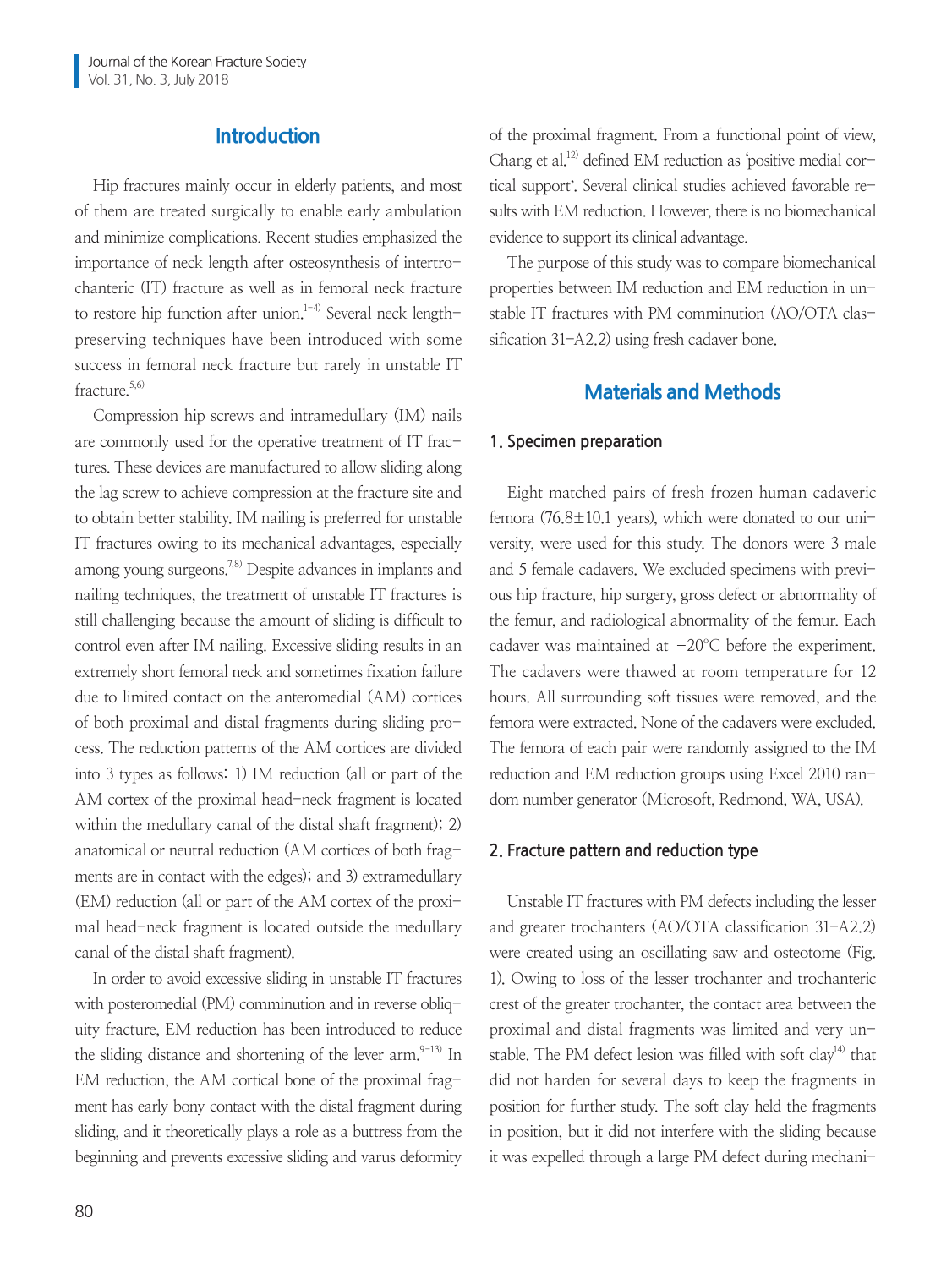## Introduction

Hip fractures mainly occur in elderly patients, and most of them are treated surgically to enable early ambulation and minimize complications. Recent studies emphasized the importance of neck length after osteosynthesis of intertrochanteric (IT) fracture as well as in femoral neck fracture to restore hip function after union.[1-4] Several neck length-preserving techniques have been introduced with some success in femoral neck fracture but rarely in unstable IT fracture.[5,6]

Compression hip screws and intramedullary (IM) nails are commonly used for the operative treatment of IT fractures. These devices are manufactured to allow sliding along the lag screw to achieve compression at the fracture site and to obtain better stability. IM nailing is preferred for unstable IT fractures owing to its mechanical advantages, especially among young surgeons.[7,8] Despite advances in implants and nailing techniques, the treatment of unstable IT fractures is still challenging because the amount of sliding is difficult to control even after IM nailing. Excessive sliding results in an extremely short femoral neck and sometimes fixation failure due to limited contact on the anteromedial (AM) cortices of both proximal and distal fragments during sliding process. The reduction patterns of the AM cortices are divided into 3 types as follows: 1) IM reduction (all or part of the AM cortex of the proximal head-neck fragment is located within the medullary canal of the distal shaft fragment); 2) anatomical or neutral reduction (AM cortices of both fragments are in contact with the edges); and 3) extramedullary (EM) reduction (all or part of the AM cortex of the proximal head-neck fragment is located outside the medullary canal of the distal shaft fragment).

In order to avoid excessive sliding in unstable IT fractures with posteromedial (PM) comminution and in reverse obliquity fracture, EM reduction has been introduced to reduce the sliding distance and shortening of the lever arm.[9-13] In EM reduction, the AM cortical bone of the proximal fragment has early bony contact with the distal fragment during sliding, and it theoretically plays a role as a buttress from the beginning and prevents excessive sliding and varus deformity of the proximal fragment. From a functional point of view, Chang et al.[12] defined EM reduction as 'positive medial cortical support'. Several clinical studies achieved favorable results with EM reduction. However, there is no biomechanical evidence to support its clinical advantage.

The purpose of this study was to compare biomechanical properties between IM reduction and EM reduction in unstable IT fractures with PM comminution (AO/OTA classification 31-A2.2) using fresh cadaver bone.

## Materials and Methods

### 1. Specimen preparation

Eight matched pairs of fresh frozen human cadaveric femora (76.8±10.1 years), which were donated to our university, were used for this study. The donors were 3 male and 5 female cadavers. We excluded specimens with previous hip fracture, hip surgery, gross defect or abnormality of the femur, and radiological abnormality of the femur. Each cadaver was maintained at −20°C before the experiment. The cadavers were thawed at room temperature for 12 hours. All surrounding soft tissues were removed, and the femora were extracted. None of the cadavers were excluded. The femora of each pair were randomly assigned to the IM reduction and EM reduction groups using Excel 2010 random number generator (Microsoft, Redmond, WA, USA).

### 2. Fracture pattern and reduction type

Unstable IT fractures with PM defects including the lesser and greater trochanters (AO/OTA classification 31-A2.2) were created using an oscillating saw and osteotome (Fig. 1). Owing to loss of the lesser trochanter and trochanteric crest of the greater trochanter, the contact area between the proximal and distal fragments was limited and very unstable. The PM defect lesion was filled with soft clay[14] that did not harden for several days to keep the fragments in position for further study. The soft clay held the fragments in position, but it did not interfere with the sliding because it was expelled through a large PM defect during mechani-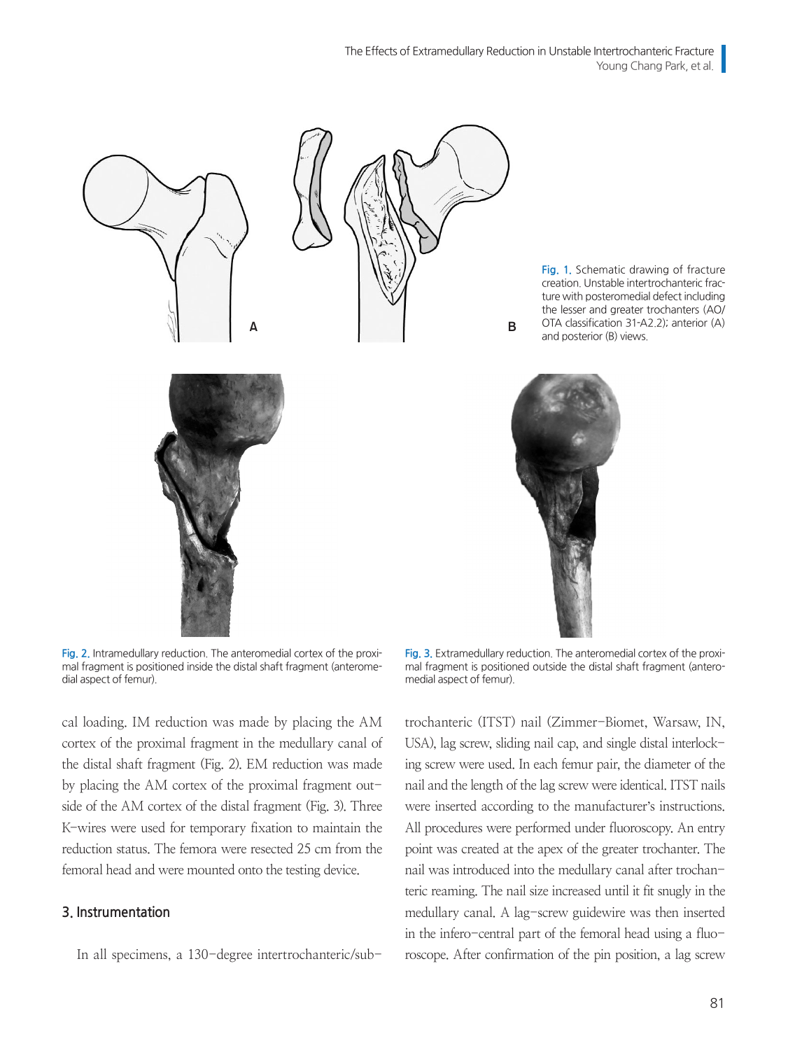Fig. 1. Schematic drawing of fracture creation. Unstable intertrochanteric fracture with posteromedial defect including the lesser and greater trochanters (AO/OTA classification 31-A2.2); anterior (A) and posterior (B) views.

Fig. 2. Intramedullary reduction. The anteromedial cortex of the proximal fragment is positioned inside the distal shaft fragment (anteromedial aspect of femur).

Fig. 3. Extramedullary reduction. The anteromedial cortex of the proximal fragment is positioned outside the distal shaft fragment (anteromedial aspect of femur).

cal loading. IM reduction was made by placing the AM cortex of the proximal fragment in the medullary canal of the distal shaft fragment (Fig. 2). EM reduction was made by placing the AM cortex of the proximal fragment outside of the AM cortex of the distal fragment (Fig. 3). Three K-wires were used for temporary fixation to maintain the reduction status. The femora were resected 25 cm from the femoral head and were mounted onto the testing device.

### 3. Instrumentation

In all specimens, a 130-degree intertrochanteric/subtrochanteric (ITST) nail (Zimmer-Biomet, Warsaw, IN, USA), lag screw, sliding nail cap, and single distal interlocking screw were used. In each femur pair, the diameter of the nail and the length of the lag screw were identical. ITST nails were inserted according to the manufacturer's instructions. All procedures were performed under fluoroscopy. An entry point was created at the apex of the greater trochanter. The nail was introduced into the medullary canal after trochanteric reaming. The nail size increased until it fit snugly in the medullary canal. A lag-screw guidewire was then inserted in the infero-central part of the femoral head using a fluoroscope. After confirmation of the pin position, a lag screw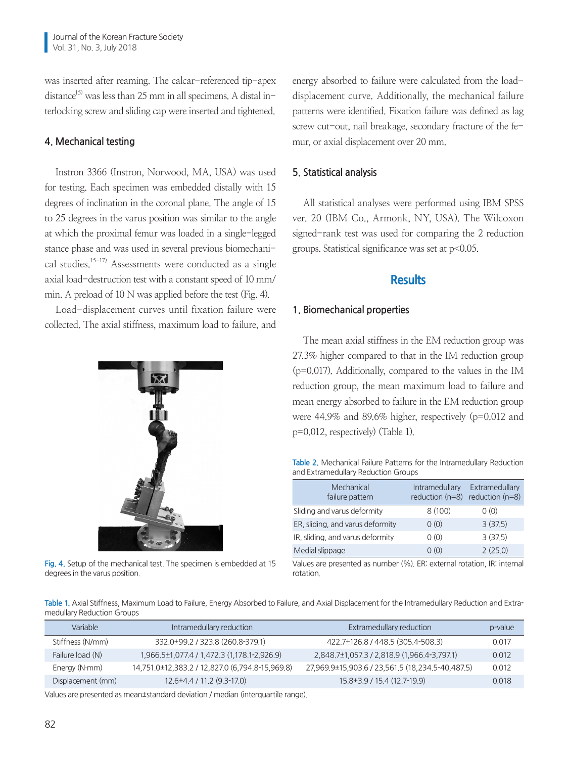was inserted after reaming. The calcar-referenced tip-apex distance[15] was less than 25 mm in all specimens. A distal interlocking screw and sliding cap were inserted and tightened.

## 4. Mechanical testing

Instron 3366 (Instron, Norwood, MA, USA) was used for testing. Each specimen was embedded distally with 15 degrees of inclination in the coronal plane. The angle of 15 to 25 degrees in the varus position was similar to the angle at which the proximal femur was loaded in a single-legged stance phase and was used in several previous biomechanical studies.[15-17] Assessments were conducted as a single axial load-destruction test with a constant speed of 10 mm/min. A preload of 10 N was applied before the test (Fig. 4).

Load-displacement curves until fixation failure were collected. The axial stiffness, maximum load to failure, and energy absorbed to failure were calculated from the load-displacement curve. Additionally, the mechanical failure patterns were identified. Fixation failure was defined as lag screw cut-out, nail breakage, secondary fracture of the femur, or axial displacement over 20 mm.

Fig. 4. Setup of the mechanical test. The specimen is embedded at 15 degrees in the varus position.

## 5. Statistical analysis

All statistical analyses were performed using IBM SPSS ver. 20 (IBM Co., Armonk, NY, USA). The Wilcoxon signed-rank test was used for comparing the 2 reduction groups. Statistical significance was set at $p<0.05$.

# Results

## 1. Biomechanical properties

The mean axial stiffness in the EM reduction group was 27.3% higher compared to that in the IM reduction group ($p=0.017$). Additionally, compared to the values in the IM reduction group, the mean maximum load to failure and mean energy absorbed to failure in the EM reduction group were 44.9% and 89.6% higher, respectively ($p=0.012$ and $p=0.012$, respectively) (Table 1).

Table 2. Mechanical Failure Patterns for the Intramedullary Reduction and Extramedullary Reduction Groups

| Mechanical failure pattern | Intramedullary reduction (n=8) | Extramedullary reduction (n=8) |
|---|---|---|
| Sliding and varus deformity | 8 (100) | 0 (0) |
| ER, sliding, and varus deformity | 0 (0) | 3 (37.5) |
| IR, sliding, and varus deformity | 0 (0) | 3 (37.5) |
| Medial slippage | 0 (0) | 2 (25.0) |

Values are presented as number (%). ER: external rotation, IR: internal rotation.

Table 1. Axial Stiffness, Maximum Load to Failure, Energy Absorbed to Failure, and Axial Displacement for the Intramedullary Reduction and Extramedullary Reduction Groups

| Variable | Intramedullary reduction | Extramedullary reduction | p-value |
|---|---|---|---|
| Stiffness (N/mm) | 332.0±99.2 / 323.8 (260.8-379.1) | 422.7±126.8 / 448.5 (305.4-508.3) | 0.017 |
| Failure load (N) | 1,966.5±1,077.4 / 1,472.3 (1,178.1-2,926.9) | 2,848.7±1,057.3 / 2,818.9 (1,966.4-3,797.1) | 0.012 |
| Energy (N·mm) | 14,751.0±12,383.2 / 12,827.0 (6,794.8-15,969.8) | 27,969.9±15,903.6 / 23,561.5 (18,234.5-40,487.5) | 0.012 |
| Displacement (mm) | 12.6±4.4 / 11.2 (9.3-17.0) | 15.8±3.9 / 15.4 (12.7-19.9) | 0.018 |

Values are presented as mean±standard deviation / median (interquartile range).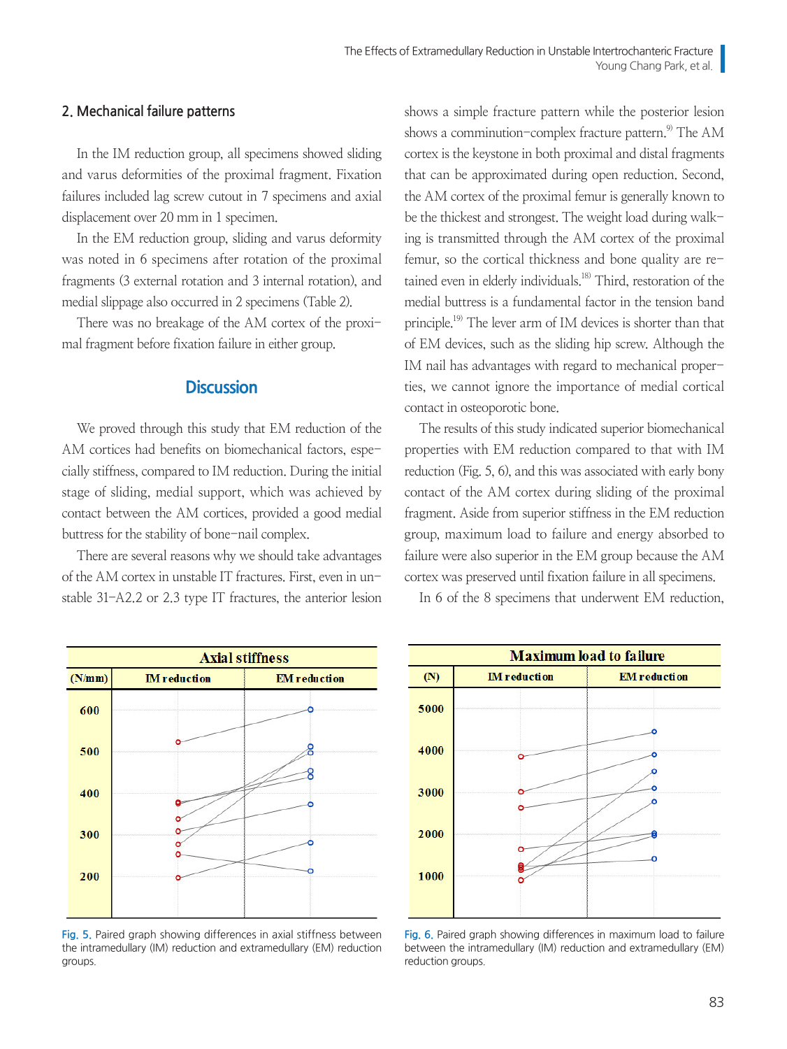## 2. Mechanical failure patterns

In the IM reduction group, all specimens showed sliding and varus deformities of the proximal fragment. Fixation failures included lag screw cutout in 7 specimens and axial displacement over 20 mm in 1 specimen.

In the EM reduction group, sliding and varus deformity was noted in 6 specimens after rotation of the proximal fragments (3 external rotation and 3 internal rotation), and medial slippage also occurred in 2 specimens (Table 2).

There was no breakage of the AM cortex of the proximal fragment before fixation failure in either group.

## Discussion

We proved through this study that EM reduction of the AM cortices had benefits on biomechanical factors, especially stiffness, compared to IM reduction. During the initial stage of sliding, medial support, which was achieved by contact between the AM cortices, provided a good medial buttress for the stability of bone-nail complex.

There are several reasons why we should take advantages of the AM cortex in unstable IT fractures. First, even in unstable 31-A2.2 or 2.3 type IT fractures, the anterior lesion shows a simple fracture pattern while the posterior lesion shows a comminution-complex fracture pattern.[9] The AM cortex is the keystone in both proximal and distal fragments that can be approximated during open reduction. Second, the AM cortex of the proximal femur is generally known to be the thickest and strongest. The weight load during walking is transmitted through the AM cortex of the proximal femur, so the cortical thickness and bone quality are retained even in elderly individuals.[18] Third, restoration of the medial buttress is a fundamental factor in the tension band principle.[19] The lever arm of IM devices is shorter than that of EM devices, such as the sliding hip screw. Although the IM nail has advantages with regard to mechanical properties, we cannot ignore the importance of medial cortical contact in osteoporotic bone.

The results of this study indicated superior biomechanical properties with EM reduction compared to that with IM reduction (Fig. 5, 6), and this was associated with early bony contact of the AM cortex during sliding of the proximal fragment. Aside from superior stiffness in the EM reduction group, maximum load to failure and energy absorbed to failure were also superior in the EM group because the AM cortex was preserved until fixation failure in all specimens.

In 6 of the 8 specimens that underwent EM reduction,

Fig. 5. Paired graph showing differences in axial stiffness between the intramedullary (IM) reduction and extramedullary (EM) reduction groups.

Fig. 6. Paired graph showing differences in maximum load to failure between the intramedullary (IM) reduction and extramedullary (EM) reduction groups.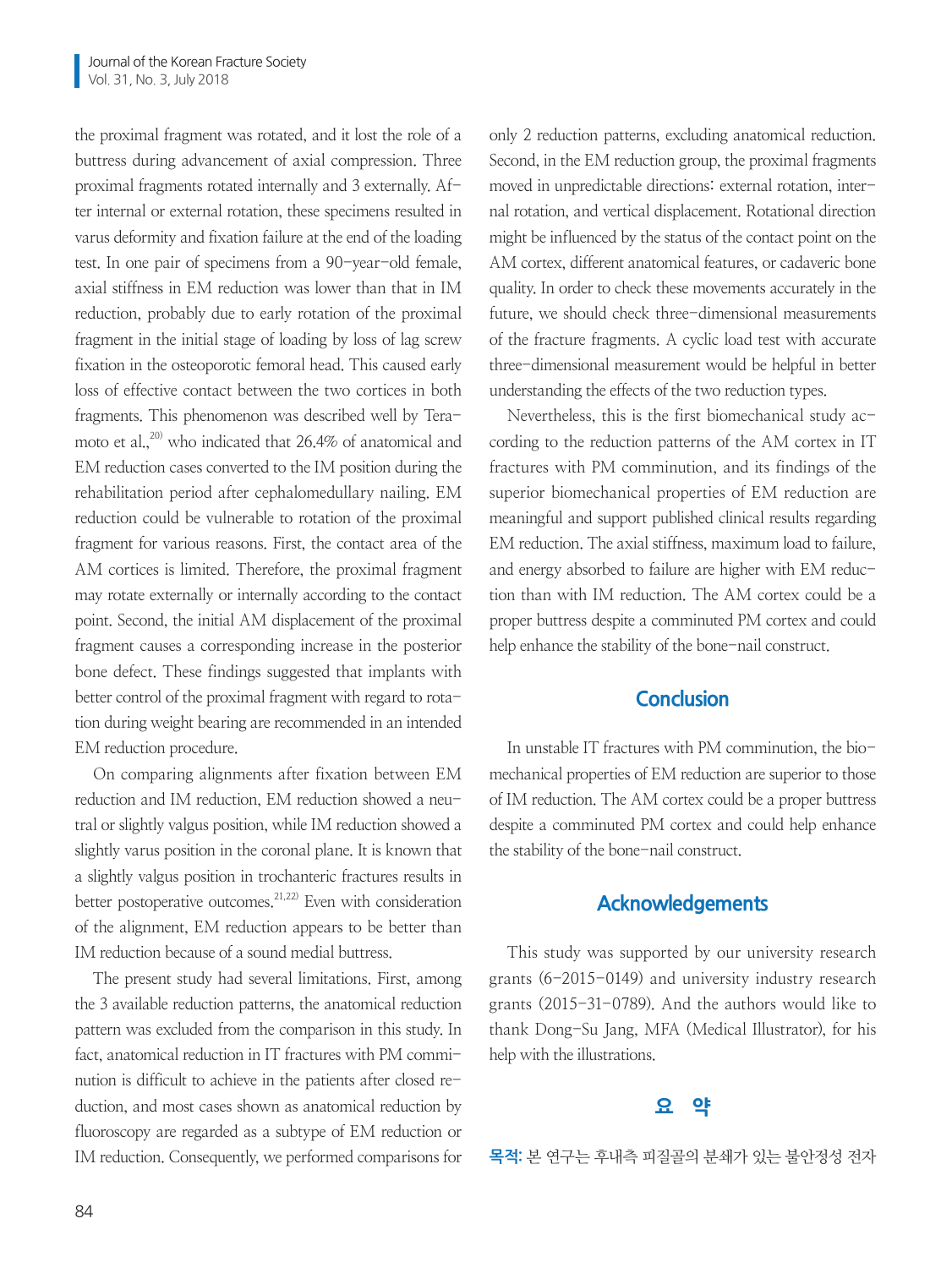the proximal fragment was rotated, and it lost the role of a buttress during advancement of axial compression. Three proximal fragments rotated internally and 3 externally. After internal or external rotation, these specimens resulted in varus deformity and fixation failure at the end of the loading test. In one pair of specimens from a 90-year-old female, axial stiffness in EM reduction was lower than that in IM reduction, probably due to early rotation of the proximal fragment in the initial stage of loading by loss of lag screw fixation in the osteoporotic femoral head. This caused early loss of effective contact between the two cortices in both fragments. This phenomenon was described well by Teramoto et al.,[20] who indicated that 26.4% of anatomical and EM reduction cases converted to the IM position during the rehabilitation period after cephalomedullary nailing. EM reduction could be vulnerable to rotation of the proximal fragment for various reasons. First, the contact area of the AM cortices is limited. Therefore, the proximal fragment may rotate externally or internally according to the contact point. Second, the initial AM displacement of the proximal fragment causes a corresponding increase in the posterior bone defect. These findings suggested that implants with better control of the proximal fragment with regard to rotation during weight bearing are recommended in an intended EM reduction procedure.

On comparing alignments after fixation between EM reduction and IM reduction, EM reduction showed a neutral or slightly valgus position, while IM reduction showed a slightly varus position in the coronal plane. It is known that a slightly valgus position in trochanteric fractures results in better postoperative outcomes.[21,22] Even with consideration of the alignment, EM reduction appears to be better than IM reduction because of a sound medial buttress.

The present study had several limitations. First, among the 3 available reduction patterns, the anatomical reduction pattern was excluded from the comparison in this study. In fact, anatomical reduction in IT fractures with PM comminution is difficult to achieve in the patients after closed reduction, and most cases shown as anatomical reduction by fluoroscopy are regarded as a subtype of EM reduction or IM reduction. Consequently, we performed comparisons for only 2 reduction patterns, excluding anatomical reduction. Second, in the EM reduction group, the proximal fragments moved in unpredictable directions: external rotation, internal rotation, and vertical displacement. Rotational direction might be influenced by the status of the contact point on the AM cortex, different anatomical features, or cadaveric bone quality. In order to check these movements accurately in the future, we should check three-dimensional measurements of the fracture fragments. A cyclic load test with accurate three-dimensional measurement would be helpful in better understanding the effects of the two reduction types.

Nevertheless, this is the first biomechanical study according to the reduction patterns of the AM cortex in IT fractures with PM comminution, and its findings of the superior biomechanical properties of EM reduction are meaningful and support published clinical results regarding EM reduction. The axial stiffness, maximum load to failure, and energy absorbed to failure are higher with EM reduction than with IM reduction. The AM cortex could be a proper buttress despite a comminuted PM cortex and could help enhance the stability of the bone-nail construct.

## Conclusion

In unstable IT fractures with PM comminution, the biomechanical properties of EM reduction are superior to those of IM reduction. The AM cortex could be a proper buttress despite a comminuted PM cortex and could help enhance the stability of the bone-nail construct.

## Acknowledgements

This study was supported by our university research grants (6-2015-0149) and university industry research grants (2015-31-0789). And the authors would like to thank Dong-Su Jang, MFA (Medical Illustrator), for his help with the illustrations.

## 요 약

**목적:** 본 연구는 후내측 피질골의 분쇄가 있는 불안정성 전자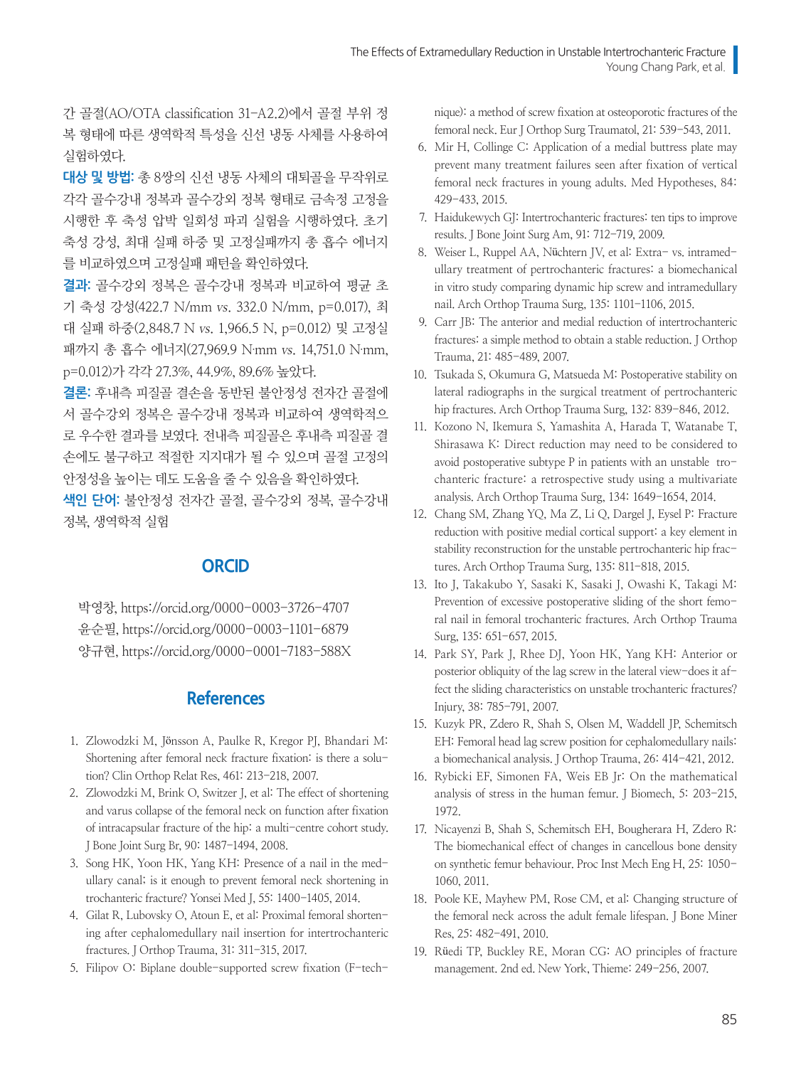간 골절(AO/OTA classification 31-A2.2)에서 골절 부위 정복 형태에 따른 생역학적 특성을 신선 냉동 사체를 사용하여 실험하였다.

**대상 및 방법:** 총 8쌍의 신선 냉동 사체의 대퇴골을 무작위로 각각 골수강내 정복과 골수강외 정복 형태로 금속정 고정을 시행한 후 축성 압박 일회성 파괴 실험을 시행하였다. 초기 축성 강성, 최대 실패 하중 및 고정실패까지 총 흡수 에너지를 비교하였으며 고정실패 패턴을 확인하였다.

**결과:** 골수강외 정복은 골수강내 정복과 비교하여 평균 초기 축성 강성(422.7 N/mm *vs.* 332.0 N/mm, p=0.017), 최대 실패 하중(2,848.7 N *vs.* 1,966.5 N, p=0.012) 및 고정실패까지 총 흡수 에너지(27,969.9 N·mm *vs.* 14,751.0 N·mm, p=0.012)가 각각 27.3%, 44.9%, 89.6% 높았다.

**결론:** 후내측 피질골 결손을 동반된 불안정성 전자간 골절에서 골수강외 정복은 골수강내 정복과 비교하여 생역학적으로 우수한 결과를 보였다. 전내측 피질골은 후내측 피질골 결손에도 불구하고 적절한 지지대가 될 수 있으며 골절 고정의 안정성을 높이는 데도 도움을 줄 수 있음을 확인하였다.

**색인 단어:** 불안정성 전자간 골절, 골수강외 정복, 골수강내 정복, 생역학적 실험

## ORCID

박영창, https://orcid.org/0000-0003-3726-4707
윤순필, https://orcid.org/0000-0003-1101-6879
양규현, https://orcid.org/0000-0001-7183-588X

## References

1. Zlowodzki M, Jönsson A, Paulke R, Kregor PJ, Bhandari M: Shortening after femoral neck fracture fixation: is there a solution? Clin Orthop Relat Res, 461: 213-218, 2007.
2. Zlowodzki M, Brink O, Switzer J, et al: The effect of shortening and varus collapse of the femoral neck on function after fixation of intracapsular fracture of the hip: a multi-centre cohort study. J Bone Joint Surg Br, 90: 1487-1494, 2008.
3. Song HK, Yoon HK, Yang KH: Presence of a nail in the medullary canal; is it enough to prevent femoral neck shortening in trochanteric fracture? Yonsei Med J, 55: 1400-1405, 2014.
4. Gilat R, Lubovsky O, Atoun E, et al: Proximal femoral shortening after cephalomedullary nail insertion for intertrochanteric fractures. J Orthop Trauma, 31: 311-315, 2017.
5. Filipov O: Biplane double-supported screw fixation (F-technique): a method of screw fixation at osteoporotic fractures of the femoral neck. Eur J Orthop Surg Traumatol, 21: 539-543, 2011.
6. Mir H, Collinge C: Application of a medial buttress plate may prevent many treatment failures seen after fixation of vertical femoral neck fractures in young adults. Med Hypotheses, 84: 429-433, 2015.
7. Haidukewych GJ: Intertrochanteric fractures: ten tips to improve results. J Bone Joint Surg Am, 91: 712-719, 2009.
8. Weiser L, Ruppel AA, Nüchtern JV, et al: Extra- vs. intramedullary treatment of pertrochanteric fractures: a biomechanical in vitro study comparing dynamic hip screw and intramedullary nail. Arch Orthop Trauma Surg, 135: 1101-1106, 2015.
9. Carr JB: The anterior and medial reduction of intertrochanteric fractures: a simple method to obtain a stable reduction. J Orthop Trauma, 21: 485-489, 2007.
10. Tsukada S, Okumura G, Matsueda M: Postoperative stability on lateral radiographs in the surgical treatment of pertrochanteric hip fractures. Arch Orthop Trauma Surg, 132: 839-846, 2012.
11. Kozono N, Ikemura S, Yamashita A, Harada T, Watanabe T, Shirasawa K: Direct reduction may need to be considered to avoid postoperative subtype P in patients with an unstable trochanteric fracture: a retrospective study using a multivariate analysis. Arch Orthop Trauma Surg, 134: 1649-1654, 2014.
12. Chang SM, Zhang YQ, Ma Z, Li Q, Dargel J, Eysel P: Fracture reduction with positive medial cortical support: a key element in stability reconstruction for the unstable pertrochanteric hip fractures. Arch Orthop Trauma Surg, 135: 811-818, 2015.
13. Ito J, Takakubo Y, Sasaki K, Sasaki J, Owashi K, Takagi M: Prevention of excessive postoperative sliding of the short femoral nail in femoral trochanteric fractures. Arch Orthop Trauma Surg, 135: 651-657, 2015.
14. Park SY, Park J, Rhee DJ, Yoon HK, Yang KH: Anterior or posterior obliquity of the lag screw in the lateral view-does it affect the sliding characteristics on unstable trochanteric fractures? Injury, 38: 785-791, 2007.
15. Kuzyk PR, Zdero R, Shah S, Olsen M, Waddell JP, Schemitsch EH: Femoral head lag screw position for cephalomedullary nails: a biomechanical analysis. J Orthop Trauma, 26: 414-421, 2012.
16. Rybicki EF, Simonen FA, Weis EB Jr: On the mathematical analysis of stress in the human femur. J Biomech, 5: 203-215, 1972.
17. Nicayenzi B, Shah S, Schemitsch EH, Bougherara H, Zdero R: The biomechanical effect of changes in cancellous bone density on synthetic femur behaviour. Proc Inst Mech Eng H, 25: 1050-1060, 2011.
18. Poole KE, Mayhew PM, Rose CM, et al: Changing structure of the femoral neck across the adult female lifespan. J Bone Miner Res, 25: 482-491, 2010.
19. Rüedi TP, Buckley RE, Moran CG: AO principles of fracture management. 2nd ed. New York, Thieme: 249-256, 2007.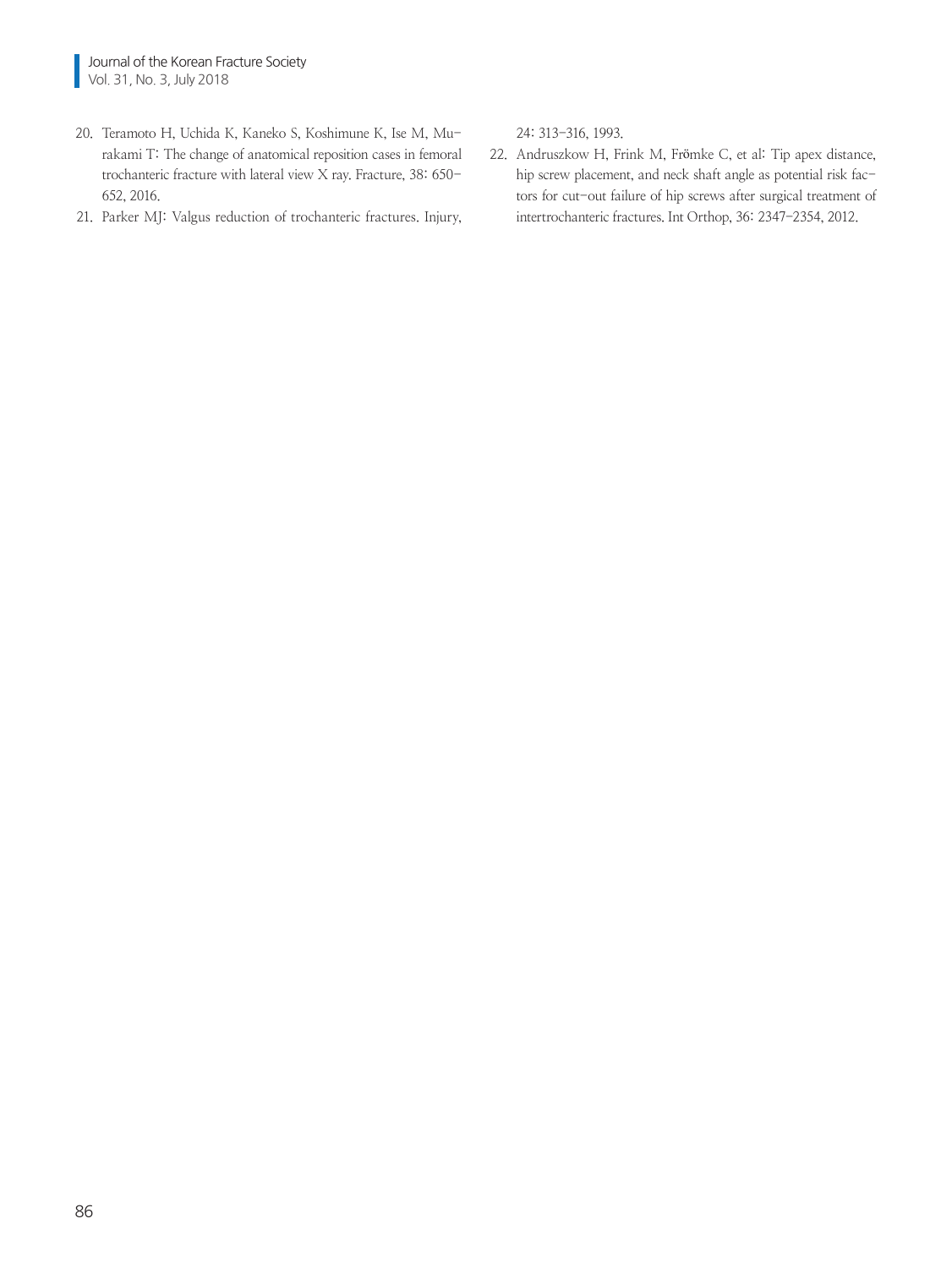20. Teramoto H, Uchida K, Kaneko S, Koshimune K, Ise M, Murakami T: The change of anatomical reposition cases in femoral trochanteric fracture with lateral view X ray. Fracture, 38: 650-652, 2016.
21. Parker MJ: Valgus reduction of trochanteric fractures. Injury, 24: 313-316, 1993.
22. Andruszkow H, Frink M, Frömke C, et al: Tip apex distance, hip screw placement, and neck shaft angle as potential risk factors for cut-out failure of hip screws after surgical treatment of intertrochanteric fractures. Int Orthop, 36: 2347-2354, 2012.